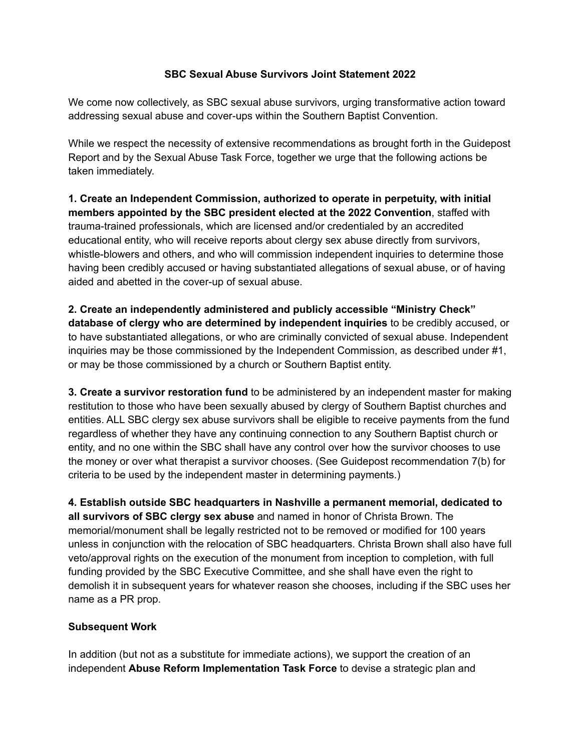# SBC Sexual Abuse Survivors Joint Statement 2022

We come now collectively, as SBC sexual abuse survivors, urging transformative action toward addressing sexual abuse and cover-ups within the Southern Baptist Convention.

While we respect the necessity of extensive recommendations as brought forth in the Guidepost Report and by the Sexual Abuse Task Force, together we urge that the following actions be taken immediately.

**1. Create an Independent Commission, authorized to operate in perpetuity, with initial members appointed by the SBC president elected at the 2022 Convention**, staffed with trauma-trained professionals, which are licensed and/or credentialed by an accredited educational entity, who will receive reports about clergy sex abuse directly from survivors, whistle-blowers and others, and who will commission independent inquiries to determine those having been credibly accused or having substantiated allegations of sexual abuse, or of having aided and abetted in the cover-up of sexual abuse.

**2. Create an independently administered and publicly accessible "Ministry Check" database of clergy who are determined by independent inquiries** to be credibly accused, or to have substantiated allegations, or who are criminally convicted of sexual abuse. Independent inquiries may be those commissioned by the Independent Commission, as described under #1, or may be those commissioned by a church or Southern Baptist entity.

**3. Create a survivor restoration fund** to be administered by an independent master for making restitution to those who have been sexually abused by clergy of Southern Baptist churches and entities. ALL SBC clergy sex abuse survivors shall be eligible to receive payments from the fund regardless of whether they have any continuing connection to any Southern Baptist church or entity, and no one within the SBC shall have any control over how the survivor chooses to use the money or over what therapist a survivor chooses. (See Guidepost recommendation 7(b) for criteria to be used by the independent master in determining payments.)

**4. Establish outside SBC headquarters in Nashville a permanent memorial, dedicated to all survivors of SBC clergy sex abuse** and named in honor of Christa Brown. The memorial/monument shall be legally restricted not to be removed or modified for 100 years unless in conjunction with the relocation of SBC headquarters. Christa Brown shall also have full veto/approval rights on the execution of the monument from inception to completion, with full funding provided by the SBC Executive Committee, and she shall have even the right to demolish it in subsequent years for whatever reason she chooses, including if the SBC uses her name as a PR prop.

## Subsequent Work

In addition (but not as a substitute for immediate actions), we support the creation of an independent **Abuse Reform Implementation Task Force** to devise a strategic plan and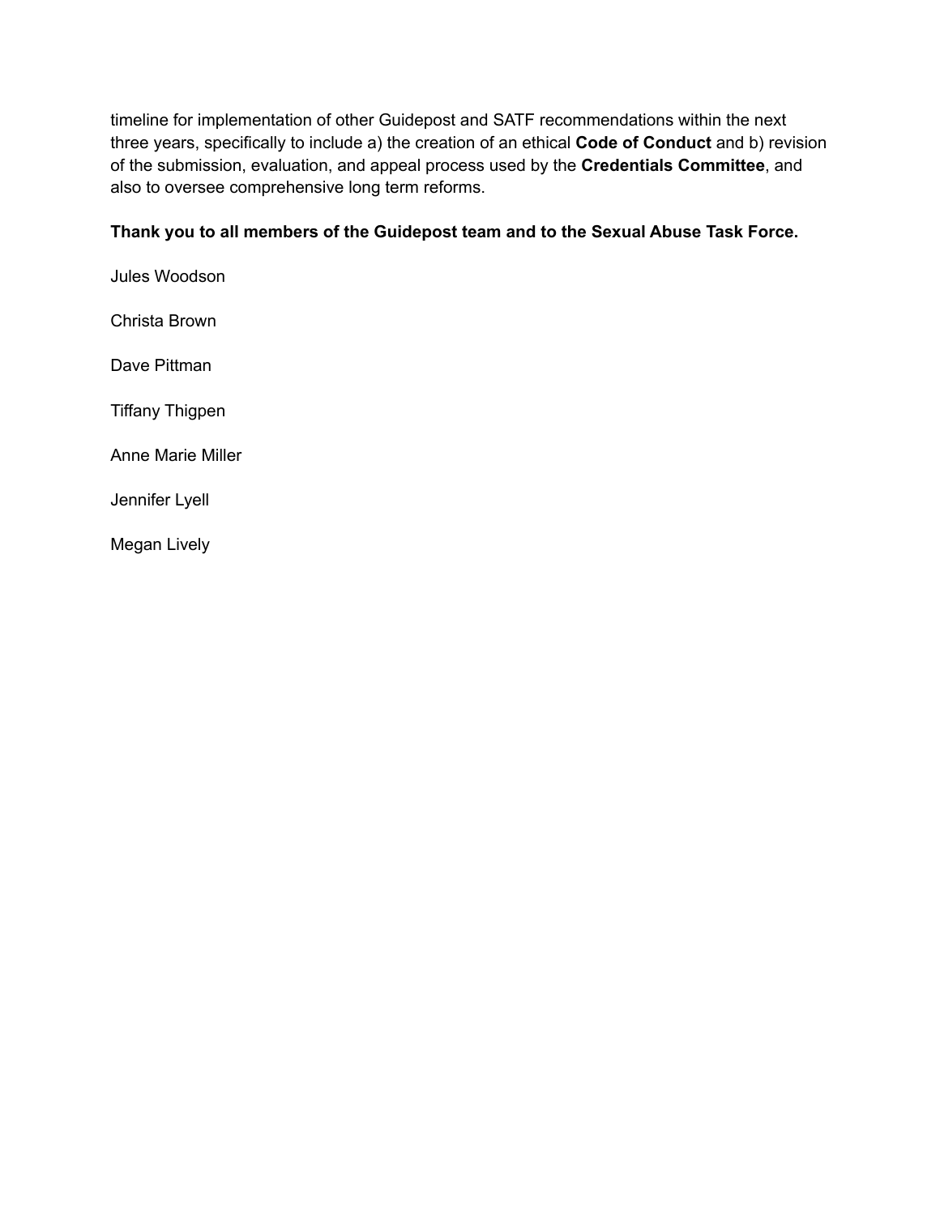timeline for implementation of other Guidepost and SATF recommendations within the next three years, specifically to include a) the creation of an ethical **Code of Conduct** and b) revision of the submission, evaluation, and appeal process used by the **Credentials Committee**, and also to oversee comprehensive long term reforms.

**Thank you to all members of the Guidepost team and to the Sexual Abuse Task Force.**

Jules Woodson

Christa Brown

Dave Pittman

Tiffany Thigpen

Anne Marie Miller

Jennifer Lyell

Megan Lively